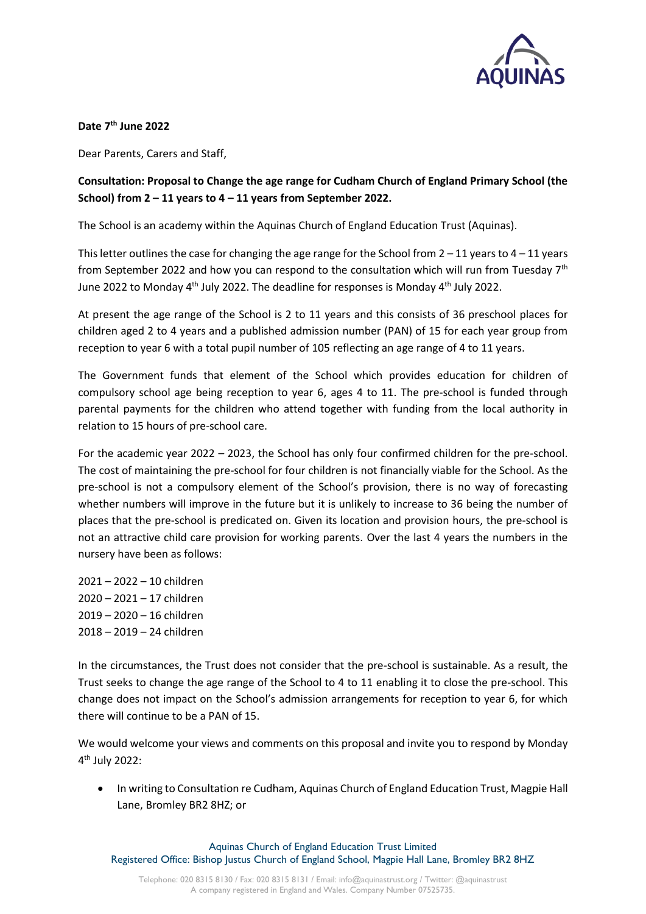**Date 7th June 2022**

Dear Parents, Carers and Staff,

**Consultation: Proposal to Change the age range for Cudham Church of England Primary School (the School) from 2 – 11 years to 4 – 11 years from September 2022.**

The School is an academy within the Aquinas Church of England Education Trust (Aquinas).

This letter outlines the case for changing the age range for the School from 2 – 11 years to 4 – 11 years from September 2022 and how you can respond to the consultation which will run from Tuesday 7th June 2022 to Monday 4th July 2022. The deadline for responses is Monday 4th July 2022.

At present the age range of the School is 2 to 11 years and this consists of 36 preschool places for children aged 2 to 4 years and a published admission number (PAN) of 15 for each year group from reception to year 6 with a total pupil number of 105 reflecting an age range of 4 to 11 years.

The Government funds that element of the School which provides education for children of compulsory school age being reception to year 6, ages 4 to 11. The pre-school is funded through parental payments for the children who attend together with funding from the local authority in relation to 15 hours of pre-school care.

For the academic year 2022 – 2023, the School has only four confirmed children for the pre-school. The cost of maintaining the pre-school for four children is not financially viable for the School. As the pre-school is not a compulsory element of the School's provision, there is no way of forecasting whether numbers will improve in the future but it is unlikely to increase to 36 being the number of places that the pre-school is predicated on. Given its location and provision hours, the pre-school is not an attractive child care provision for working parents. Over the last 4 years the numbers in the nursery have been as follows:

2021 – 2022 – 10 children
2020 – 2021 – 17 children
2019 – 2020 – 16 children
2018 – 2019 – 24 children

In the circumstances, the Trust does not consider that the pre-school is sustainable. As a result, the Trust seeks to change the age range of the School to 4 to 11 enabling it to close the pre-school. This change does not impact on the School's admission arrangements for reception to year 6, for which there will continue to be a PAN of 15.

We would welcome your views and comments on this proposal and invite you to respond by Monday 4th July 2022:

- In writing to Consultation re Cudham, Aquinas Church of England Education Trust, Magpie Hall Lane, Bromley BR2 8HZ; or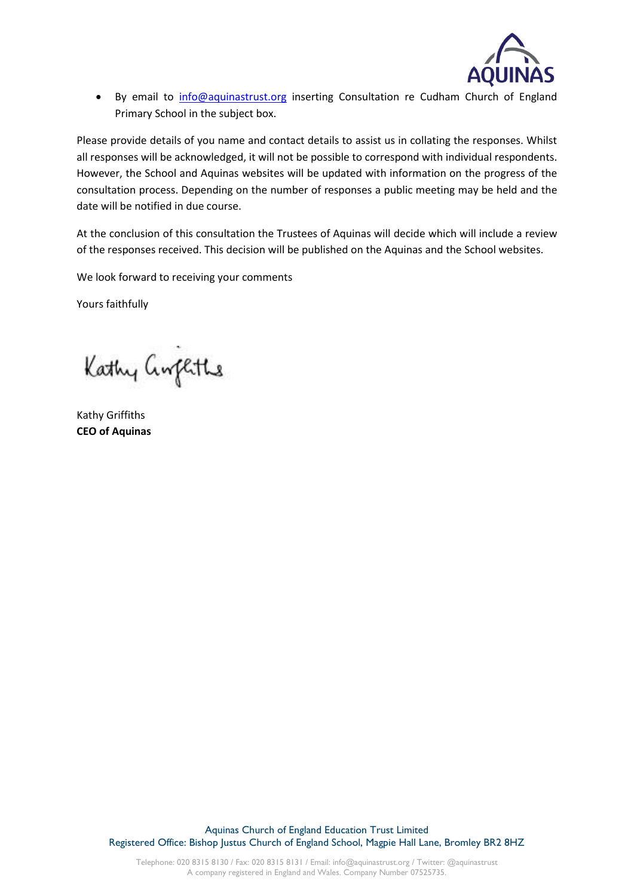- By email to info@aquinastrust.org inserting Consultation re Cudham Church of England Primary School in the subject box.

Please provide details of you name and contact details to assist us in collating the responses. Whilst all responses will be acknowledged, it will not be possible to correspond with individual respondents. However, the School and Aquinas websites will be updated with information on the progress of the consultation process. Depending on the number of responses a public meeting may be held and the date will be notified in due course.

At the conclusion of this consultation the Trustees of Aquinas will decide which will include a review of the responses received. This decision will be published on the Aquinas and the School websites.

We look forward to receiving your comments

Yours faithfully

Kathy Griffiths

Kathy Griffiths
**CEO of Aquinas**

Aquinas Church of England Education Trust Limited
Registered Office: Bishop Justus Church of England School, Magpie Hall Lane, Bromley BR2 8HZ

Telephone: 020 8315 8130 / Fax: 020 8315 8131 / Email: info@aquinastrust.org / Twitter: @aquinastrust
A company registered in England and Wales. Company Number 07525735.